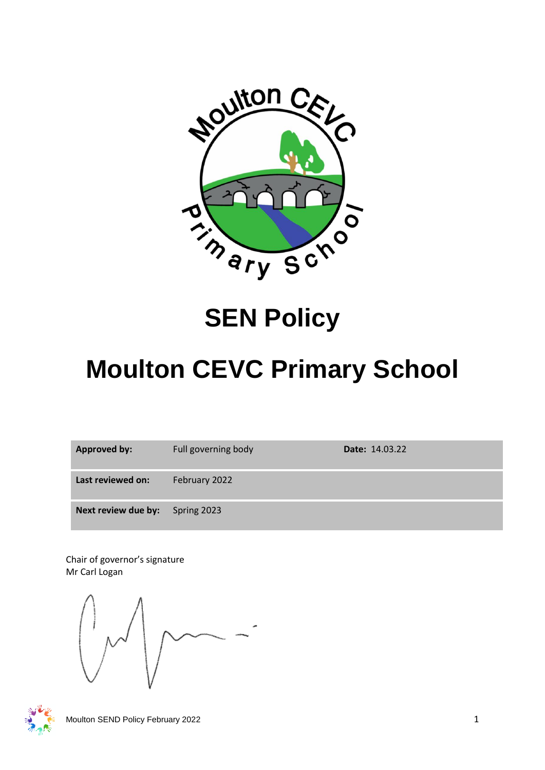# SEN Policy

# Moulton CEVC Primary School

| Approved by: | Full governing body | Date: 14.03.22 |
| --- | --- | --- |
| Last reviewed on: | February 2022 | |
| Next review due by: | Spring 2023 | |

Chair of governor's signature
Mr Carl Logan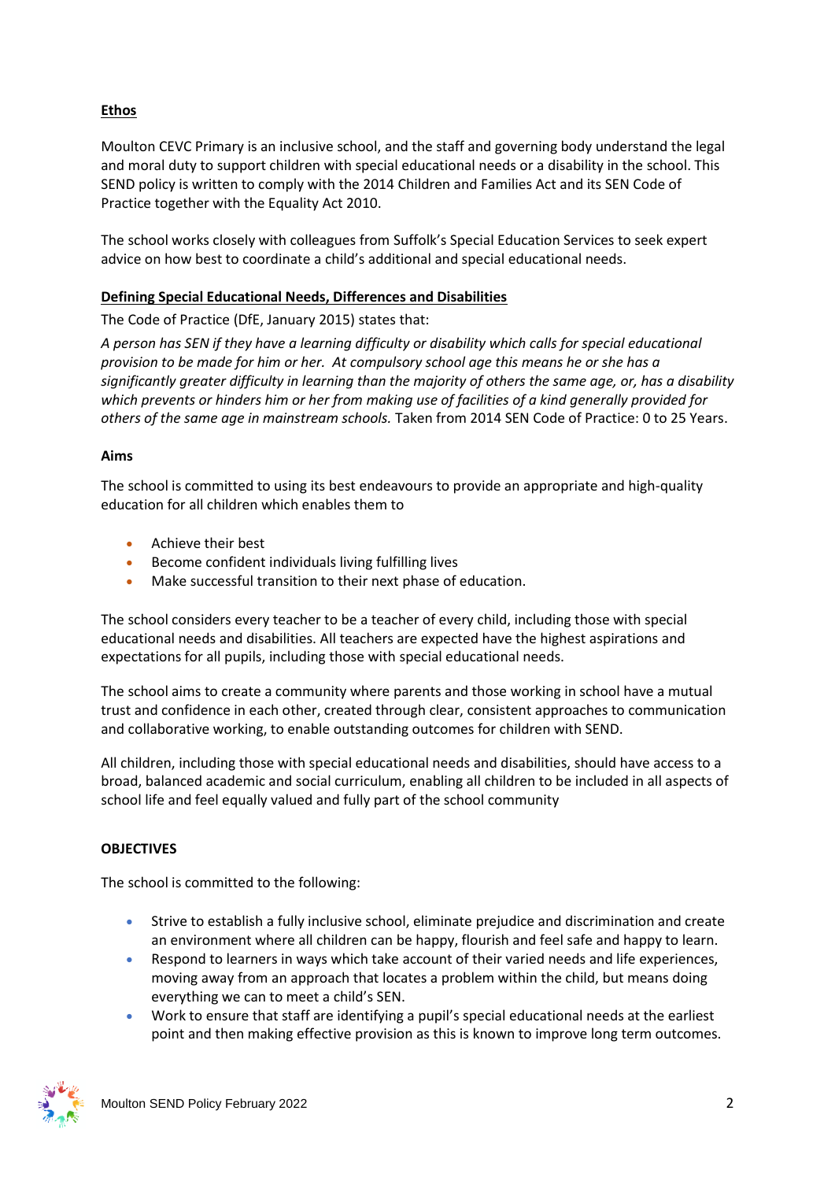**Ethos**

Moulton CEVC Primary is an inclusive school, and the staff and governing body understand the legal and moral duty to support children with special educational needs or a disability in the school. This SEND policy is written to comply with the 2014 Children and Families Act and its SEN Code of Practice together with the Equality Act 2010.

The school works closely with colleagues from Suffolk's Special Education Services to seek expert advice on how best to coordinate a child's additional and special educational needs.

**Defining Special Educational Needs, Differences and Disabilities**

The Code of Practice (DfE, January 2015) states that:

*A person has SEN if they have a learning difficulty or disability which calls for special educational provision to be made for him or her. At compulsory school age this means he or she has a significantly greater difficulty in learning than the majority of others the same age, or, has a disability which prevents or hinders him or her from making use of facilities of a kind generally provided for others of the same age in mainstream schools.* Taken from 2014 SEN Code of Practice: 0 to 25 Years.

**Aims**

The school is committed to using its best endeavours to provide an appropriate and high-quality education for all children which enables them to

- Achieve their best
- Become confident individuals living fulfilling lives
- Make successful transition to their next phase of education.

The school considers every teacher to be a teacher of every child, including those with special educational needs and disabilities. All teachers are expected have the highest aspirations and expectations for all pupils, including those with special educational needs.

The school aims to create a community where parents and those working in school have a mutual trust and confidence in each other, created through clear, consistent approaches to communication and collaborative working, to enable outstanding outcomes for children with SEND.

All children, including those with special educational needs and disabilities, should have access to a broad, balanced academic and social curriculum, enabling all children to be included in all aspects of school life and feel equally valued and fully part of the school community

**OBJECTIVES**

The school is committed to the following:

- Strive to establish a fully inclusive school, eliminate prejudice and discrimination and create an environment where all children can be happy, flourish and feel safe and happy to learn.
- Respond to learners in ways which take account of their varied needs and life experiences, moving away from an approach that locates a problem within the child, but means doing everything we can to meet a child's SEN.
- Work to ensure that staff are identifying a pupil's special educational needs at the earliest point and then making effective provision as this is known to improve long term outcomes.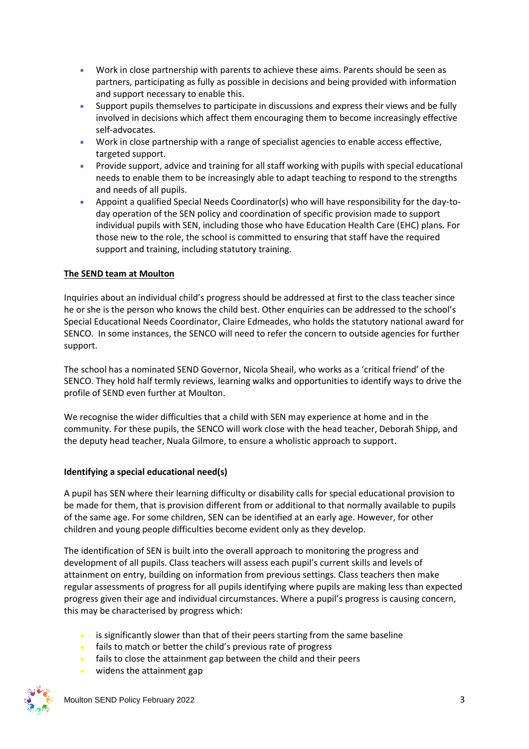- Work in close partnership with parents to achieve these aims. Parents should be seen as partners, participating as fully as possible in decisions and being provided with information and support necessary to enable this.
- Support pupils themselves to participate in discussions and express their views and be fully involved in decisions which affect them encouraging them to become increasingly effective self-advocates.
- Work in close partnership with a range of specialist agencies to enable access effective, targeted support.
- Provide support, advice and training for all staff working with pupils with special educational needs to enable them to be increasingly able to adapt teaching to respond to the strengths and needs of all pupils.
- Appoint a qualified Special Needs Coordinator(s) who will have responsibility for the day-to-day operation of the SEN policy and coordination of specific provision made to support individual pupils with SEN, including those who have Education Health Care (EHC) plans. For those new to the role, the school is committed to ensuring that staff have the required support and training, including statutory training.

**The SEND team at Moulton**

Inquiries about an individual child's progress should be addressed at first to the class teacher since he or she is the person who knows the child best. Other enquiries can be addressed to the school's Special Educational Needs Coordinator, Claire Edmeades, who holds the statutory national award for SENCO. In some instances, the SENCO will need to refer the concern to outside agencies for further support.

The school has a nominated SEND Governor, Nicola Sheail, who works as a 'critical friend' of the SENCO. They hold half termly reviews, learning walks and opportunities to identify ways to drive the profile of SEND even further at Moulton.

We recognise the wider difficulties that a child with SEN may experience at home and in the community. For these pupils, the SENCO will work close with the head teacher, Deborah Shipp, and the deputy head teacher, Nuala Gilmore, to ensure a wholistic approach to support.

**Identifying a special educational need(s)**

A pupil has SEN where their learning difficulty or disability calls for special educational provision to be made for them, that is provision different from or additional to that normally available to pupils of the same age. For some children, SEN can be identified at an early age. However, for other children and young people difficulties become evident only as they develop.

The identification of SEN is built into the overall approach to monitoring the progress and development of all pupils. Class teachers will assess each pupil's current skills and levels of attainment on entry, building on information from previous settings. Class teachers then make regular assessments of progress for all pupils identifying where pupils are making less than expected progress given their age and individual circumstances. Where a pupil's progress is causing concern, this may be characterised by progress which:

- is significantly slower than that of their peers starting from the same baseline
- fails to match or better the child's previous rate of progress
- fails to close the attainment gap between the child and their peers
- widens the attainment gap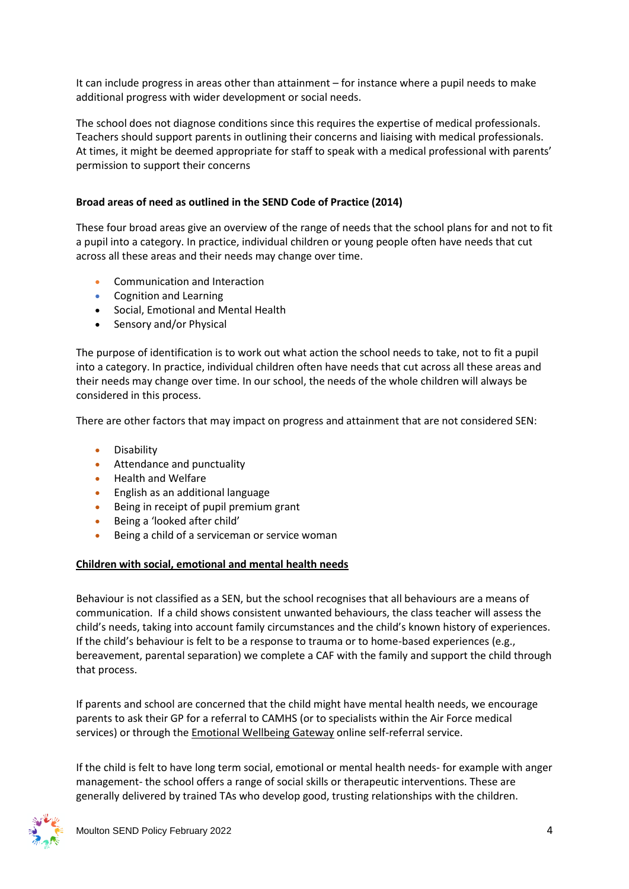It can include progress in areas other than attainment – for instance where a pupil needs to make additional progress with wider development or social needs.

The school does not diagnose conditions since this requires the expertise of medical professionals. Teachers should support parents in outlining their concerns and liaising with medical professionals. At times, it might be deemed appropriate for staff to speak with a medical professional with parents' permission to support their concerns

**Broad areas of need as outlined in the SEND Code of Practice (2014)**

These four broad areas give an overview of the range of needs that the school plans for and not to fit a pupil into a category. In practice, individual children or young people often have needs that cut across all these areas and their needs may change over time.

- Communication and Interaction
- Cognition and Learning
- Social, Emotional and Mental Health
- Sensory and/or Physical

The purpose of identification is to work out what action the school needs to take, not to fit a pupil into a category. In practice, individual children often have needs that cut across all these areas and their needs may change over time. In our school, the needs of the whole children will always be considered in this process.

There are other factors that may impact on progress and attainment that are not considered SEN:

- Disability
- Attendance and punctuality
- Health and Welfare
- English as an additional language
- Being in receipt of pupil premium grant
- Being a 'looked after child'
- Being a child of a serviceman or service woman

**Children with social, emotional and mental health needs**

Behaviour is not classified as a SEN, but the school recognises that all behaviours are a means of communication. If a child shows consistent unwanted behaviours, the class teacher will assess the child's needs, taking into account family circumstances and the child's known history of experiences. If the child's behaviour is felt to be a response to trauma or to home-based experiences (e.g., bereavement, parental separation) we complete a CAF with the family and support the child through that process.

If parents and school are concerned that the child might have mental health needs, we encourage parents to ask their GP for a referral to CAMHS (or to specialists within the Air Force medical services) or through the Emotional Wellbeing Gateway online self-referral service.

If the child is felt to have long term social, emotional or mental health needs- for example with anger management- the school offers a range of social skills or therapeutic interventions. These are generally delivered by trained TAs who develop good, trusting relationships with the children.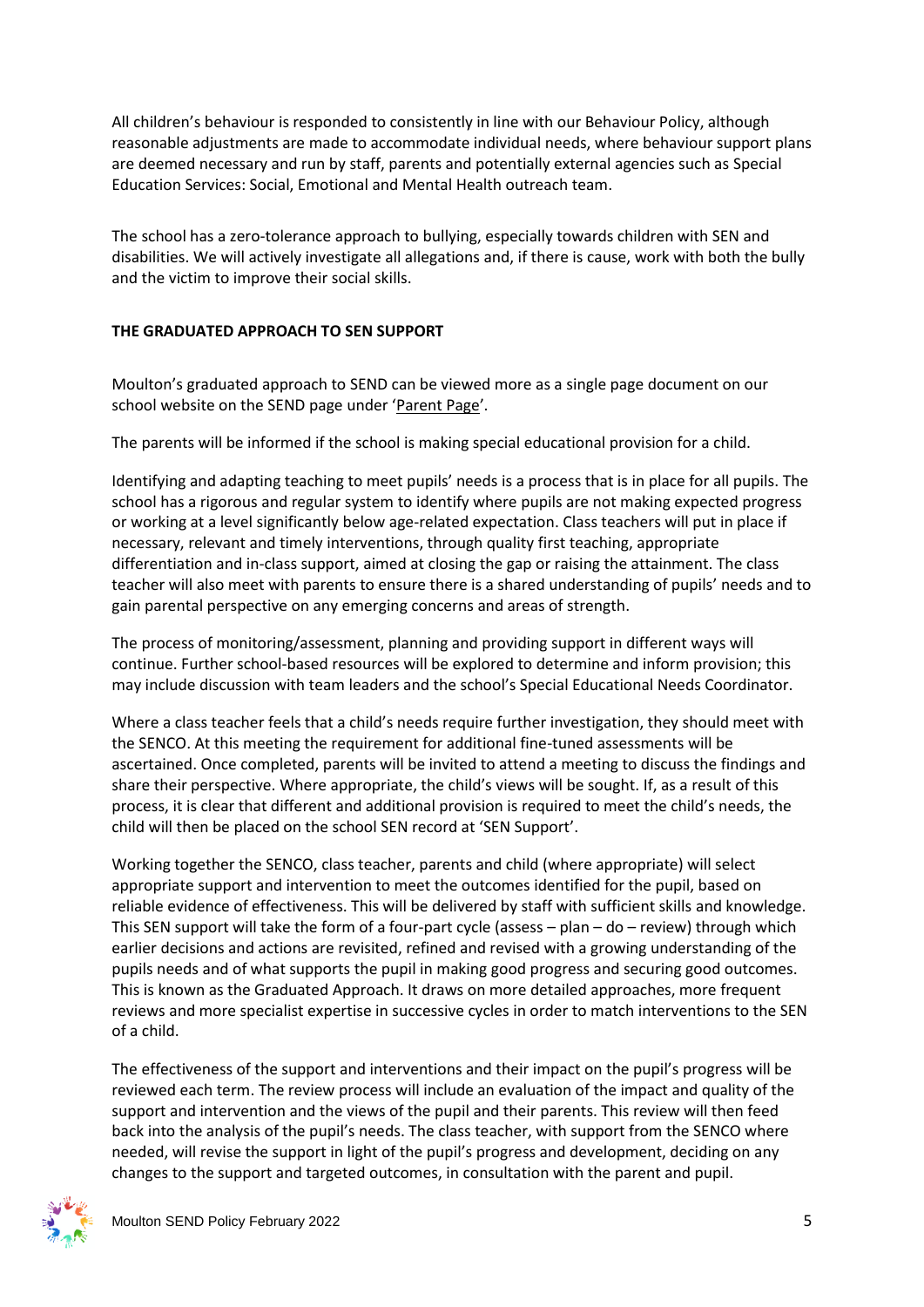All children's behaviour is responded to consistently in line with our Behaviour Policy, although reasonable adjustments are made to accommodate individual needs, where behaviour support plans are deemed necessary and run by staff, parents and potentially external agencies such as Special Education Services: Social, Emotional and Mental Health outreach team.

The school has a zero-tolerance approach to bullying, especially towards children with SEN and disabilities. We will actively investigate all allegations and, if there is cause, work with both the bully and the victim to improve their social skills.

**THE GRADUATED APPROACH TO SEN SUPPORT**

Moulton's graduated approach to SEND can be viewed more as a single page document on our school website on the SEND page under 'Parent Page'.

The parents will be informed if the school is making special educational provision for a child.

Identifying and adapting teaching to meet pupils' needs is a process that is in place for all pupils. The school has a rigorous and regular system to identify where pupils are not making expected progress or working at a level significantly below age-related expectation. Class teachers will put in place if necessary, relevant and timely interventions, through quality first teaching, appropriate differentiation and in-class support, aimed at closing the gap or raising the attainment. The class teacher will also meet with parents to ensure there is a shared understanding of pupils' needs and to gain parental perspective on any emerging concerns and areas of strength.

The process of monitoring/assessment, planning and providing support in different ways will continue. Further school-based resources will be explored to determine and inform provision; this may include discussion with team leaders and the school's Special Educational Needs Coordinator.

Where a class teacher feels that a child's needs require further investigation, they should meet with the SENCO. At this meeting the requirement for additional fine-tuned assessments will be ascertained. Once completed, parents will be invited to attend a meeting to discuss the findings and share their perspective. Where appropriate, the child's views will be sought. If, as a result of this process, it is clear that different and additional provision is required to meet the child's needs, the child will then be placed on the school SEN record at 'SEN Support'.

Working together the SENCO, class teacher, parents and child (where appropriate) will select appropriate support and intervention to meet the outcomes identified for the pupil, based on reliable evidence of effectiveness. This will be delivered by staff with sufficient skills and knowledge. This SEN support will take the form of a four-part cycle (assess – plan – do – review) through which earlier decisions and actions are revisited, refined and revised with a growing understanding of the pupils needs and of what supports the pupil in making good progress and securing good outcomes. This is known as the Graduated Approach. It draws on more detailed approaches, more frequent reviews and more specialist expertise in successive cycles in order to match interventions to the SEN of a child.

The effectiveness of the support and interventions and their impact on the pupil's progress will be reviewed each term. The review process will include an evaluation of the impact and quality of the support and intervention and the views of the pupil and their parents. This review will then feed back into the analysis of the pupil's needs. The class teacher, with support from the SENCO where needed, will revise the support in light of the pupil's progress and development, deciding on any changes to the support and targeted outcomes, in consultation with the parent and pupil.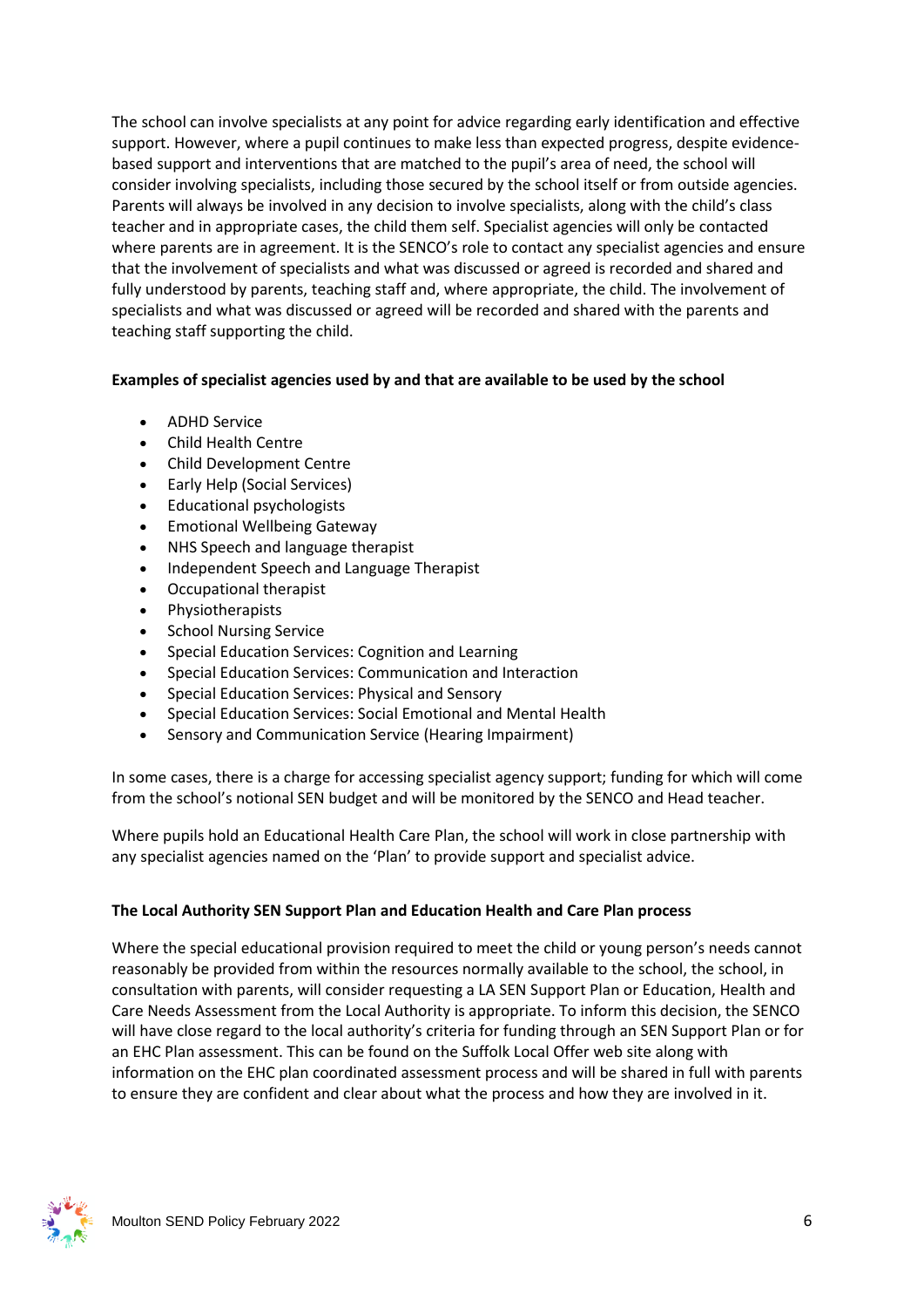The school can involve specialists at any point for advice regarding early identification and effective support. However, where a pupil continues to make less than expected progress, despite evidence-based support and interventions that are matched to the pupil's area of need, the school will consider involving specialists, including those secured by the school itself or from outside agencies. Parents will always be involved in any decision to involve specialists, along with the child's class teacher and in appropriate cases, the child them self. Specialist agencies will only be contacted where parents are in agreement. It is the SENCO's role to contact any specialist agencies and ensure that the involvement of specialists and what was discussed or agreed is recorded and shared and fully understood by parents, teaching staff and, where appropriate, the child. The involvement of specialists and what was discussed or agreed will be recorded and shared with the parents and teaching staff supporting the child.

**Examples of specialist agencies used by and that are available to be used by the school**

- ADHD Service
- Child Health Centre
- Child Development Centre
- Early Help (Social Services)
- Educational psychologists
- Emotional Wellbeing Gateway
- NHS Speech and language therapist
- Independent Speech and Language Therapist
- Occupational therapist
- Physiotherapists
- School Nursing Service
- Special Education Services: Cognition and Learning
- Special Education Services: Communication and Interaction
- Special Education Services: Physical and Sensory
- Special Education Services: Social Emotional and Mental Health
- Sensory and Communication Service (Hearing Impairment)

In some cases, there is a charge for accessing specialist agency support; funding for which will come from the school's notional SEN budget and will be monitored by the SENCO and Head teacher.

Where pupils hold an Educational Health Care Plan, the school will work in close partnership with any specialist agencies named on the 'Plan' to provide support and specialist advice.

**The Local Authority SEN Support Plan and Education Health and Care Plan process**

Where the special educational provision required to meet the child or young person's needs cannot reasonably be provided from within the resources normally available to the school, the school, in consultation with parents, will consider requesting a LA SEN Support Plan or Education, Health and Care Needs Assessment from the Local Authority is appropriate. To inform this decision, the SENCO will have close regard to the local authority's criteria for funding through an SEN Support Plan or for an EHC Plan assessment. This can be found on the Suffolk Local Offer web site along with information on the EHC plan coordinated assessment process and will be shared in full with parents to ensure they are confident and clear about what the process and how they are involved in it.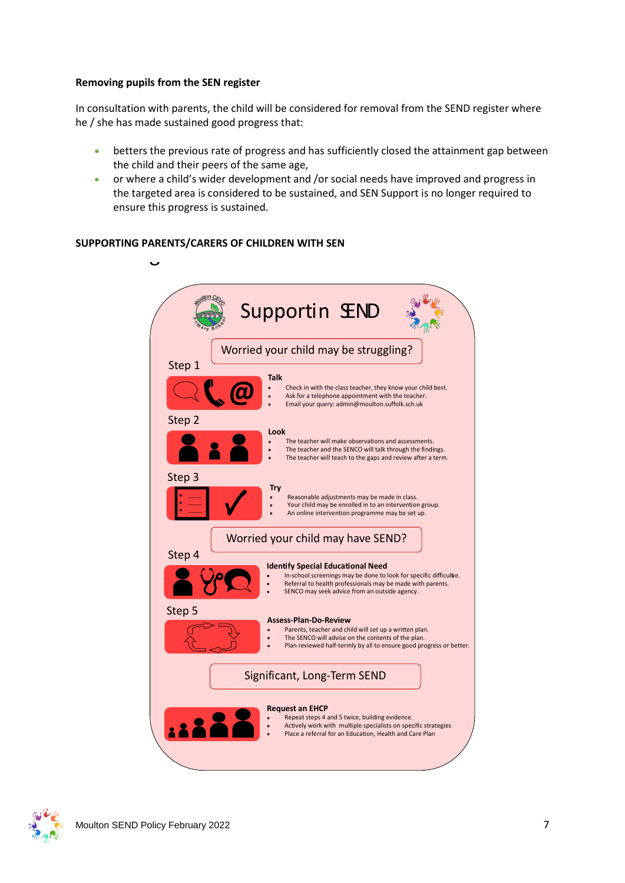**Removing pupils from the SEN register**

In consultation with parents, the child will be considered for removal from the SEND register where he / she has made sustained good progress that:

- betters the previous rate of progress and has sufficiently closed the attainment gap between the child and their peers of the same age,
- or where a child's wider development and /or social needs have improved and progress in the targeted area is considered to be sustained, and SEN Support is no longer required to ensure this progress is sustained.

**SUPPORTING PARENTS/CARERS OF CHILDREN WITH SEN**

## Supportin SEND

### Worried your child may be struggling?

Step 1

**Talk**

- Check in with the class teacher, they know your child best.
- Ask for a telephone appointment with the teacher.
- Email your query: admin@moulton.suffolk.sch.uk

Step 2

**Look**

- The teacher will make observations and assessments.
- The teacher and the SENCO will talk through the findings.
- The teacher will teach to the gaps and review after a term.

Step 3

**Try**

- Reasonable adjustments may be made in class.
- Your child may be enrolled in to an intervention group.
- An online intervention programme may be set up.

### Worried your child may have SEND?

Step 4

**Identify Special Educational Need**

- In-school screenings may be done to look for specific difficulties.
- Referral to health professionals may be made with parents.
- SENCO may seek advice from an outside agency.

Step 5

**Assess-Plan-Do-Review**

- Parents, teacher and child will set up a written plan.
- The SENCO will advise on the contents of the plan.
- Plan reviewed half-termly by all to ensure good progress or better.

### Significant, Long-Term SEND

**Request an EHCP**

- Repeat steps 4 and 5 twice, building evidence.
- Actively work with multiple specialists on specific strategies
- Place a referral for an Education, Health and Care Plan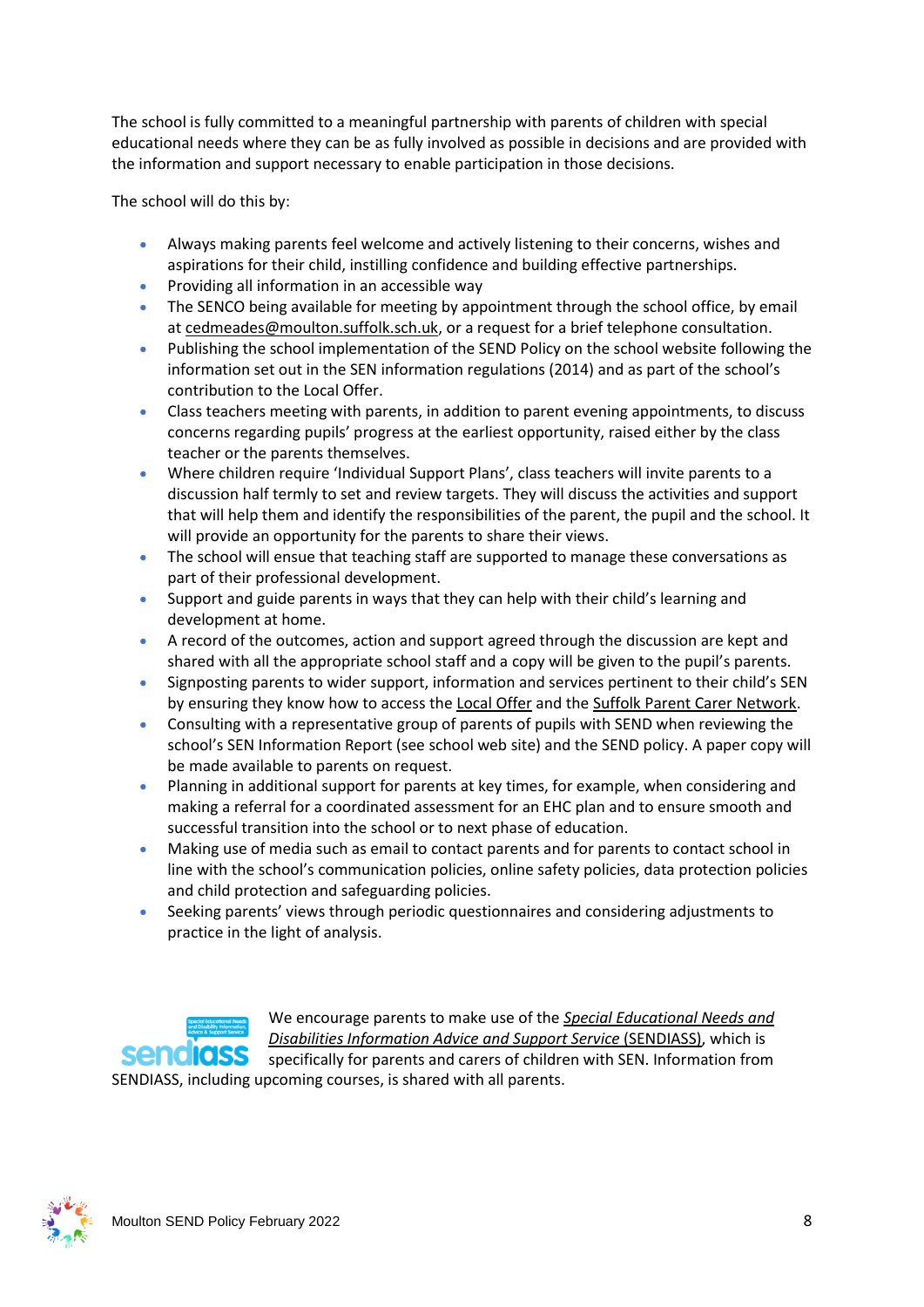The school is fully committed to a meaningful partnership with parents of children with special educational needs where they can be as fully involved as possible in decisions and are provided with the information and support necessary to enable participation in those decisions.

The school will do this by:

- Always making parents feel welcome and actively listening to their concerns, wishes and aspirations for their child, instilling confidence and building effective partnerships.
- Providing all information in an accessible way
- The SENCO being available for meeting by appointment through the school office, by email at cedmeades@moulton.suffolk.sch.uk, or a request for a brief telephone consultation.
- Publishing the school implementation of the SEND Policy on the school website following the information set out in the SEN information regulations (2014) and as part of the school's contribution to the Local Offer.
- Class teachers meeting with parents, in addition to parent evening appointments, to discuss concerns regarding pupils' progress at the earliest opportunity, raised either by the class teacher or the parents themselves.
- Where children require 'Individual Support Plans', class teachers will invite parents to a discussion half termly to set and review targets. They will discuss the activities and support that will help them and identify the responsibilities of the parent, the pupil and the school. It will provide an opportunity for the parents to share their views.
- The school will ensue that teaching staff are supported to manage these conversations as part of their professional development.
- Support and guide parents in ways that they can help with their child's learning and development at home.
- A record of the outcomes, action and support agreed through the discussion are kept and shared with all the appropriate school staff and a copy will be given to the pupil's parents.
- Signposting parents to wider support, information and services pertinent to their child's SEN by ensuring they know how to access the Local Offer and the Suffolk Parent Carer Network.
- Consulting with a representative group of parents of pupils with SEND when reviewing the school's SEN Information Report (see school web site) and the SEND policy. A paper copy will be made available to parents on request.
- Planning in additional support for parents at key times, for example, when considering and making a referral for a coordinated assessment for an EHC plan and to ensure smooth and successful transition into the school or to next phase of education.
- Making use of media such as email to contact parents and for parents to contact school in line with the school's communication policies, online safety policies, data protection policies and child protection and safeguarding policies.
- Seeking parents' views through periodic questionnaires and considering adjustments to practice in the light of analysis.

We encourage parents to make use of the *Special Educational Needs and Disabilities Information Advice and Support Service* (SENDIASS), which is specifically for parents and carers of children with SEN. Information from SENDIASS, including upcoming courses, is shared with all parents.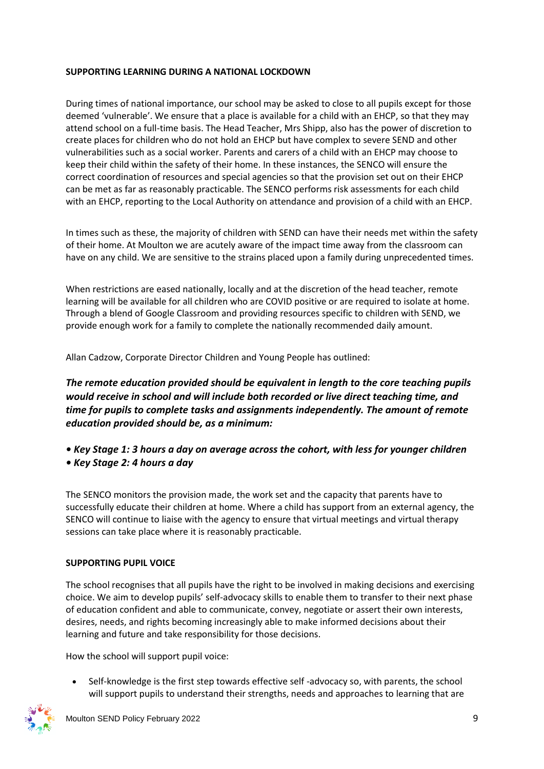**SUPPORTING LEARNING DURING A NATIONAL LOCKDOWN**

During times of national importance, our school may be asked to close to all pupils except for those deemed 'vulnerable'. We ensure that a place is available for a child with an EHCP, so that they may attend school on a full-time basis. The Head Teacher, Mrs Shipp, also has the power of discretion to create places for children who do not hold an EHCP but have complex to severe SEND and other vulnerabilities such as a social worker. Parents and carers of a child with an EHCP may choose to keep their child within the safety of their home. In these instances, the SENCO will ensure the correct coordination of resources and special agencies so that the provision set out on their EHCP can be met as far as reasonably practicable. The SENCO performs risk assessments for each child with an EHCP, reporting to the Local Authority on attendance and provision of a child with an EHCP.

In times such as these, the majority of children with SEND can have their needs met within the safety of their home. At Moulton we are acutely aware of the impact time away from the classroom can have on any child. We are sensitive to the strains placed upon a family during unprecedented times.

When restrictions are eased nationally, locally and at the discretion of the head teacher, remote learning will be available for all children who are COVID positive or are required to isolate at home. Through a blend of Google Classroom and providing resources specific to children with SEND, we provide enough work for a family to complete the nationally recommended daily amount.

Allan Cadzow, Corporate Director Children and Young People has outlined:

***The remote education provided should be equivalent in length to the core teaching pupils would receive in school and will include both recorded or live direct teaching time, and time for pupils to complete tasks and assignments independently. The amount of remote education provided should be, as a minimum:***

- ***Key Stage 1: 3 hours a day on average across the cohort, with less for younger children***
- ***Key Stage 2: 4 hours a day***

The SENCO monitors the provision made, the work set and the capacity that parents have to successfully educate their children at home. Where a child has support from an external agency, the SENCO will continue to liaise with the agency to ensure that virtual meetings and virtual therapy sessions can take place where it is reasonably practicable.

**SUPPORTING PUPIL VOICE**

The school recognises that all pupils have the right to be involved in making decisions and exercising choice. We aim to develop pupils' self-advocacy skills to enable them to transfer to their next phase of education confident and able to communicate, convey, negotiate or assert their own interests, desires, needs, and rights becoming increasingly able to make informed decisions about their learning and future and take responsibility for those decisions.

How the school will support pupil voice:

- Self-knowledge is the first step towards effective self -advocacy so, with parents, the school will support pupils to understand their strengths, needs and approaches to learning that are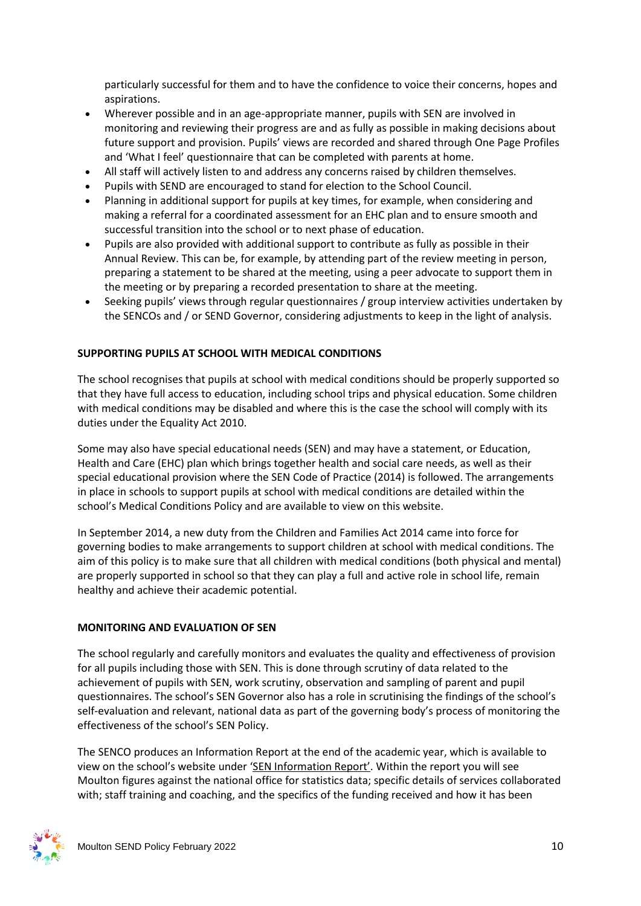particularly successful for them and to have the confidence to voice their concerns, hopes and aspirations.

- Wherever possible and in an age-appropriate manner, pupils with SEN are involved in monitoring and reviewing their progress are and as fully as possible in making decisions about future support and provision. Pupils' views are recorded and shared through One Page Profiles and 'What I feel' questionnaire that can be completed with parents at home.
- All staff will actively listen to and address any concerns raised by children themselves.
- Pupils with SEND are encouraged to stand for election to the School Council.
- Planning in additional support for pupils at key times, for example, when considering and making a referral for a coordinated assessment for an EHC plan and to ensure smooth and successful transition into the school or to next phase of education.
- Pupils are also provided with additional support to contribute as fully as possible in their Annual Review. This can be, for example, by attending part of the review meeting in person, preparing a statement to be shared at the meeting, using a peer advocate to support them in the meeting or by preparing a recorded presentation to share at the meeting.
- Seeking pupils' views through regular questionnaires / group interview activities undertaken by the SENCOs and / or SEND Governor, considering adjustments to keep in the light of analysis.

**SUPPORTING PUPILS AT SCHOOL WITH MEDICAL CONDITIONS**

The school recognises that pupils at school with medical conditions should be properly supported so that they have full access to education, including school trips and physical education. Some children with medical conditions may be disabled and where this is the case the school will comply with its duties under the Equality Act 2010.

Some may also have special educational needs (SEN) and may have a statement, or Education, Health and Care (EHC) plan which brings together health and social care needs, as well as their special educational provision where the SEN Code of Practice (2014) is followed. The arrangements in place in schools to support pupils at school with medical conditions are detailed within the school's Medical Conditions Policy and are available to view on this website.

In September 2014, a new duty from the Children and Families Act 2014 came into force for governing bodies to make arrangements to support children at school with medical conditions. The aim of this policy is to make sure that all children with medical conditions (both physical and mental) are properly supported in school so that they can play a full and active role in school life, remain healthy and achieve their academic potential.

**MONITORING AND EVALUATION OF SEN**

The school regularly and carefully monitors and evaluates the quality and effectiveness of provision for all pupils including those with SEN. This is done through scrutiny of data related to the achievement of pupils with SEN, work scrutiny, observation and sampling of parent and pupil questionnaires. The school's SEN Governor also has a role in scrutinising the findings of the school's self-evaluation and relevant, national data as part of the governing body's process of monitoring the effectiveness of the school's SEN Policy.

The SENCO produces an Information Report at the end of the academic year, which is available to view on the school's website under 'SEN Information Report'. Within the report you will see Moulton figures against the national office for statistics data; specific details of services collaborated with; staff training and coaching, and the specifics of the funding received and how it has been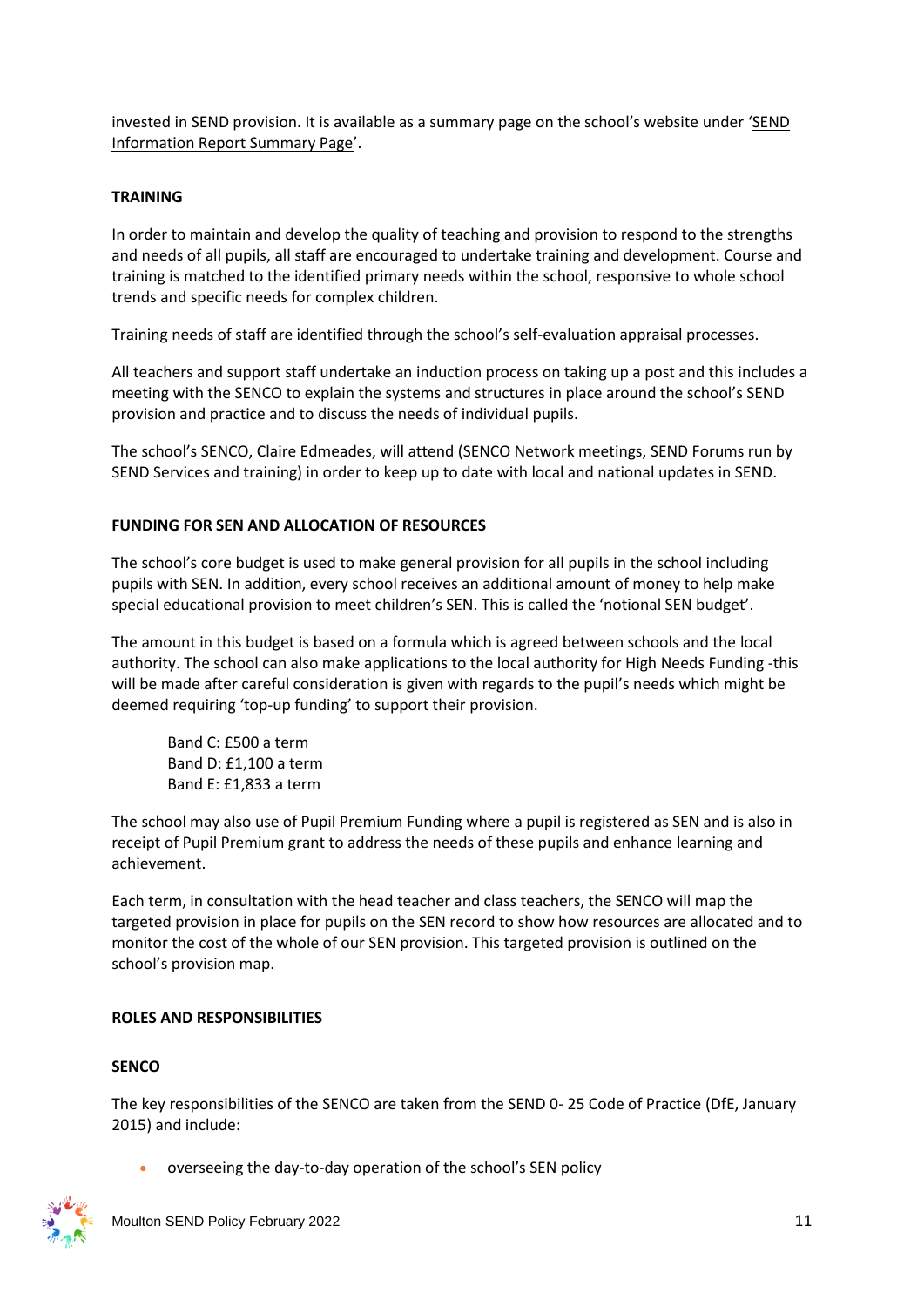invested in SEND provision. It is available as a summary page on the school's website under 'SEND Information Report Summary Page'.

## TRAINING

In order to maintain and develop the quality of teaching and provision to respond to the strengths and needs of all pupils, all staff are encouraged to undertake training and development. Course and training is matched to the identified primary needs within the school, responsive to whole school trends and specific needs for complex children.

Training needs of staff are identified through the school's self-evaluation appraisal processes.

All teachers and support staff undertake an induction process on taking up a post and this includes a meeting with the SENCO to explain the systems and structures in place around the school's SEND provision and practice and to discuss the needs of individual pupils.

The school's SENCO, Claire Edmeades, will attend (SENCO Network meetings, SEND Forums run by SEND Services and training) in order to keep up to date with local and national updates in SEND.

## FUNDING FOR SEN AND ALLOCATION OF RESOURCES

The school's core budget is used to make general provision for all pupils in the school including pupils with SEN. In addition, every school receives an additional amount of money to help make special educational provision to meet children's SEN. This is called the 'notional SEN budget'.

The amount in this budget is based on a formula which is agreed between schools and the local authority. The school can also make applications to the local authority for High Needs Funding -this will be made after careful consideration is given with regards to the pupil's needs which might be deemed requiring 'top-up funding' to support their provision.

Band C: £500 a term
Band D: £1,100 a term
Band E: £1,833 a term

The school may also use of Pupil Premium Funding where a pupil is registered as SEN and is also in receipt of Pupil Premium grant to address the needs of these pupils and enhance learning and achievement.

Each term, in consultation with the head teacher and class teachers, the SENCO will map the targeted provision in place for pupils on the SEN record to show how resources are allocated and to monitor the cost of the whole of our SEN provision. This targeted provision is outlined on the school's provision map.

## ROLES AND RESPONSIBILITIES

### SENCO

The key responsibilities of the SENCO are taken from the SEND 0- 25 Code of Practice (DfE, January 2015) and include:

- overseeing the day-to-day operation of the school's SEN policy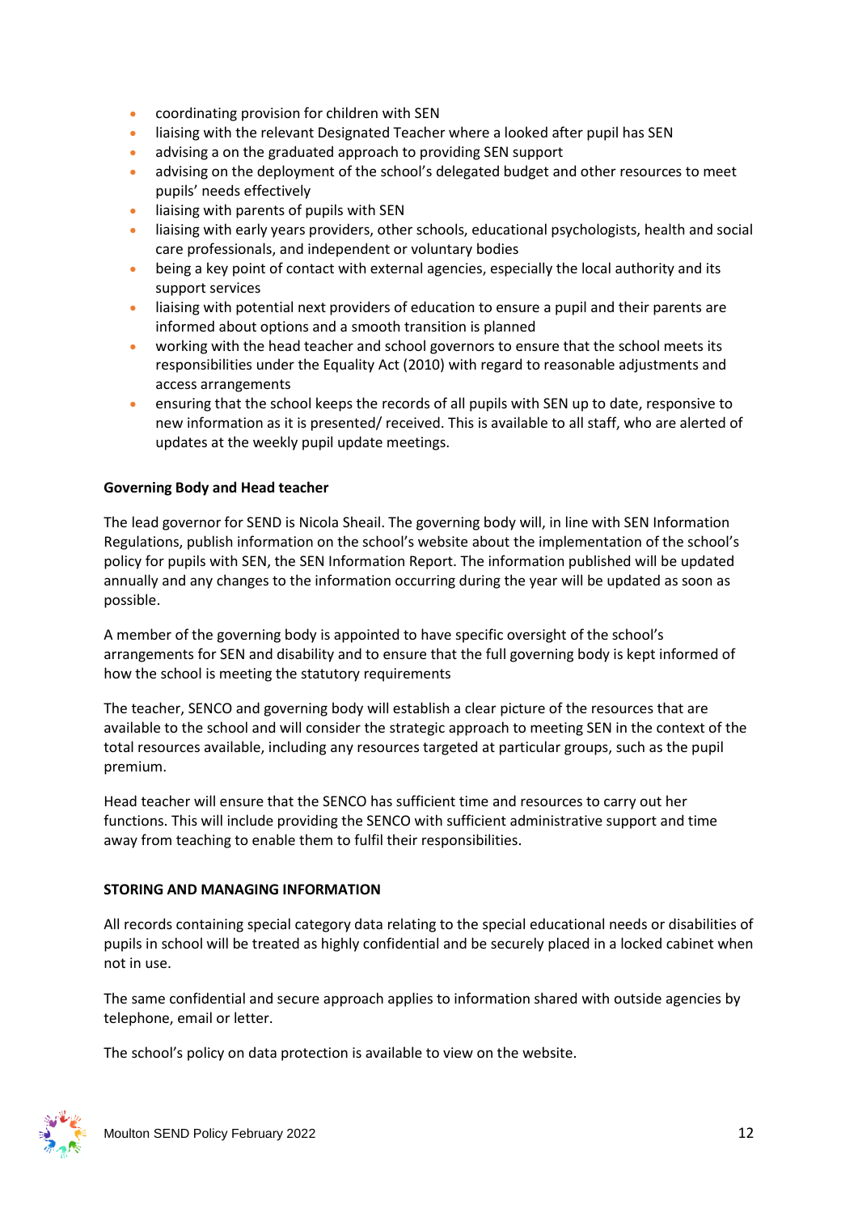- coordinating provision for children with SEN
- liaising with the relevant Designated Teacher where a looked after pupil has SEN
- advising a on the graduated approach to providing SEN support
- advising on the deployment of the school's delegated budget and other resources to meet pupils' needs effectively
- liaising with parents of pupils with SEN
- liaising with early years providers, other schools, educational psychologists, health and social care professionals, and independent or voluntary bodies
- being a key point of contact with external agencies, especially the local authority and its support services
- liaising with potential next providers of education to ensure a pupil and their parents are informed about options and a smooth transition is planned
- working with the head teacher and school governors to ensure that the school meets its responsibilities under the Equality Act (2010) with regard to reasonable adjustments and access arrangements
- ensuring that the school keeps the records of all pupils with SEN up to date, responsive to new information as it is presented/ received. This is available to all staff, who are alerted of updates at the weekly pupil update meetings.

**Governing Body and Head teacher**

The lead governor for SEND is Nicola Sheail. The governing body will, in line with SEN Information Regulations, publish information on the school's website about the implementation of the school's policy for pupils with SEN, the SEN Information Report. The information published will be updated annually and any changes to the information occurring during the year will be updated as soon as possible.

A member of the governing body is appointed to have specific oversight of the school's arrangements for SEN and disability and to ensure that the full governing body is kept informed of how the school is meeting the statutory requirements

The teacher, SENCO and governing body will establish a clear picture of the resources that are available to the school and will consider the strategic approach to meeting SEN in the context of the total resources available, including any resources targeted at particular groups, such as the pupil premium.

Head teacher will ensure that the SENCO has sufficient time and resources to carry out her functions. This will include providing the SENCO with sufficient administrative support and time away from teaching to enable them to fulfil their responsibilities.

**STORING AND MANAGING INFORMATION**

All records containing special category data relating to the special educational needs or disabilities of pupils in school will be treated as highly confidential and be securely placed in a locked cabinet when not in use.

The same confidential and secure approach applies to information shared with outside agencies by telephone, email or letter.

The school's policy on data protection is available to view on the website.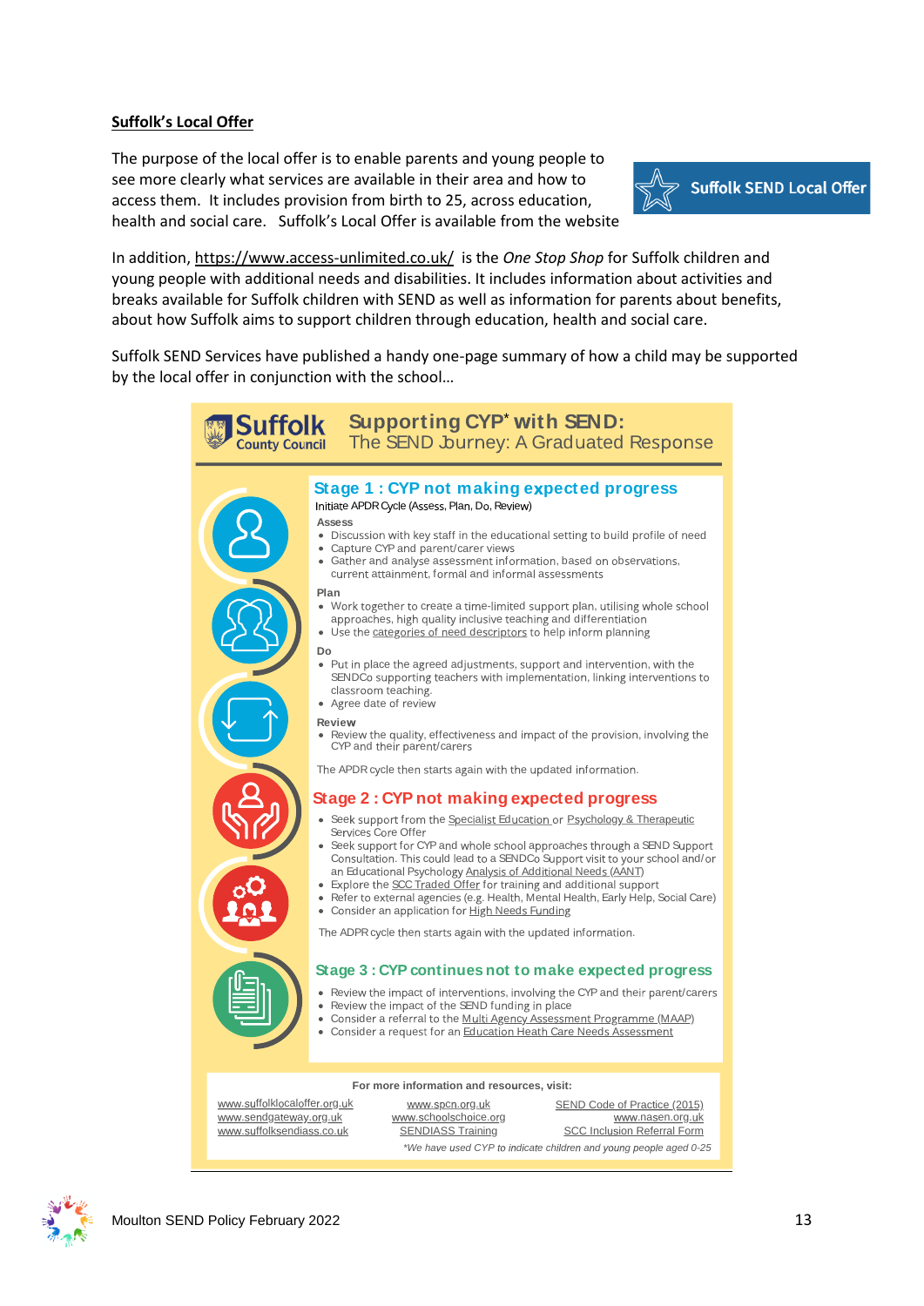**Suffolk's Local Offer**

The purpose of the local offer is to enable parents and young people to see more clearly what services are available in their area and how to access them. It includes provision from birth to 25, across education, health and social care. Suffolk's Local Offer is available from the website

Suffolk SEND Local Offer

In addition, https://www.access-unlimited.co.uk/ is the *One Stop Shop* for Suffolk children and young people with additional needs and disabilities. It includes information about activities and breaks available for Suffolk children with SEND as well as information for parents about benefits, about how Suffolk aims to support children through education, health and social care.

Suffolk SEND Services have published a handy one-page summary of how a child may be supported by the local offer in conjunction with the school…

Suffolk County Council

## Supporting CYP* with SEND: The SEND Journey: A Graduated Response

### Stage 1 : CYP not making expected progress

Initiate APDR Cycle (Assess, Plan, Do, Review)

**Assess**

- Discussion with key staff in the educational setting to build profile of need
- Capture CYP and parent/carer views
- Gather and analyse assessment information, based on observations, current attainment, formal and informal assessments

**Plan**

- Work together to create a time-limited support plan, utilising whole school approaches, high quality inclusive teaching and differentiation
- Use the categories of need descriptors to help inform planning

**Do**

- Put in place the agreed adjustments, support and intervention, with the SENDCo supporting teachers with implementation, linking interventions to classroom teaching.
- Agree date of review

**Review**

- Review the quality, effectiveness and impact of the provision, involving the CYP and their parent/carers

The APDR cycle then starts again with the updated information.

### Stage 2 : CYP not making expected progress

- Seek support from the Specialist Education or Psychology & Therapeutic Services Core Offer
- Seek support for CYP and whole school approaches through a SEND Support Consultation. This could lead to a SENDCo Support visit to your school and/or an Educational Psychology Analysis of Additional Needs (AANT)
- Explore the SCC Traded Offer for training and additional support
- Refer to external agencies (e.g. Health, Mental Health, Early Help, Social Care)
- Consider an application for High Needs Funding

The ADPR cycle then starts again with the updated information.

### Stage 3 : CYP continues not to make expected progress

- Review the impact of interventions, involving the CYP and their parent/carers
- Review the impact of the SEND funding in place
- Consider a referral to the Multi Agency Assessment Programme (MAAP)
- Consider a request for an Education Heath Care Needs Assessment

**For more information and resources, visit:**

www.suffolklocaloffer.org.uk
www.sendgateway.org.uk
www.suffolksendiass.co.uk
www.spcn.org.uk
www.schoolschoice.org
SENDIASS Training
SEND Code of Practice (2015)
www.nasen.org.uk
SCC Inclusion Referral Form

*\*We have used CYP to indicate children and young people aged 0-25*

Moulton SEND Policy February 2022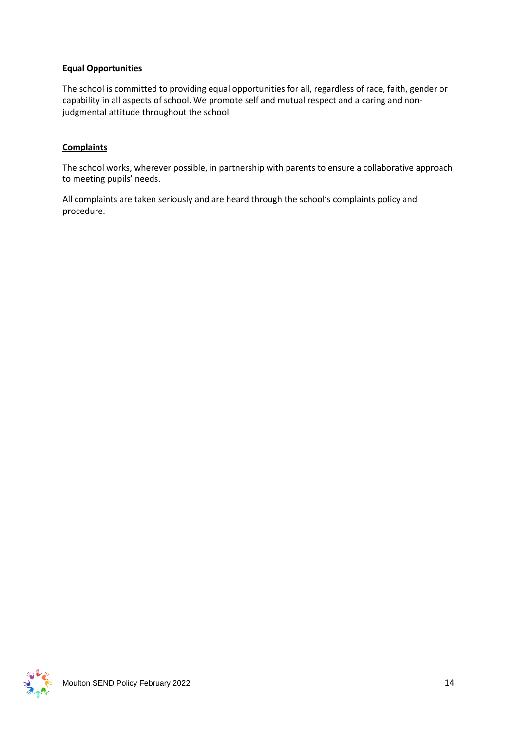**Equal Opportunities**

The school is committed to providing equal opportunities for all, regardless of race, faith, gender or capability in all aspects of school. We promote self and mutual respect and a caring and non-judgmental attitude throughout the school

**Complaints**

The school works, wherever possible, in partnership with parents to ensure a collaborative approach to meeting pupils' needs.

All complaints are taken seriously and are heard through the school's complaints policy and procedure.